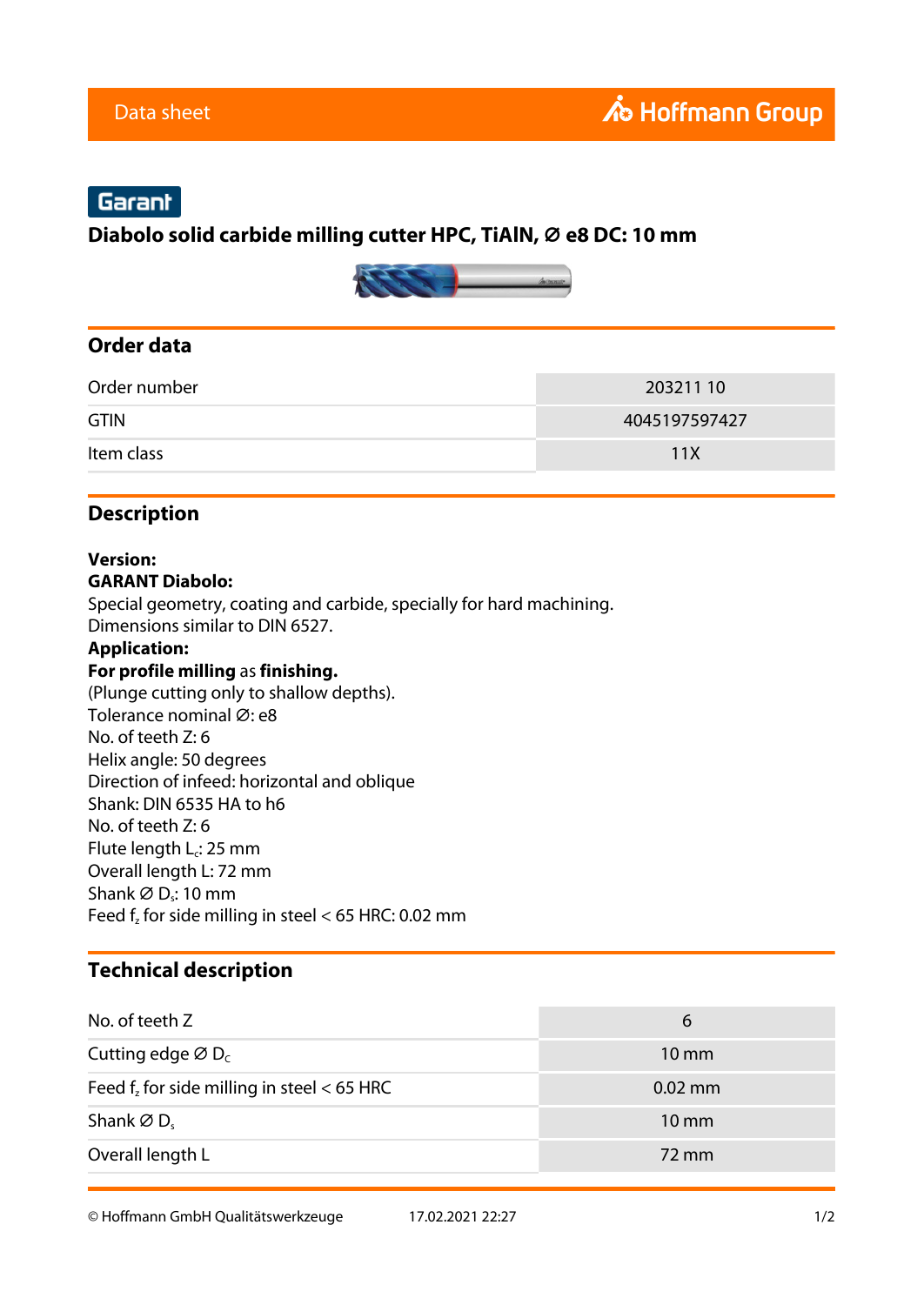Data sheet

Hoffmann Group

Garant

# Diabolo solid carbide milling cutter HPC, TiAlN, Ø e8 DC: 10 mm

## Order data

| | |
|---|---|
| Order number | 203211 10 |
| GTIN | 4045197597427 |
| Item class | 11X |

## Description

**Version:**
**GARANT Diabolo:**
Special geometry, coating and carbide, specially for hard machining.
Dimensions similar to DIN 6527.
**Application:**
**For profile milling** as **finishing.**
(Plunge cutting only to shallow depths).
Tolerance nominal Ø: e8
No. of teeth Z: 6
Helix angle: 50 degrees
Direction of infeed: horizontal and oblique
Shank: DIN 6535 HA to h6
No. of teeth Z: 6
Flute length $L_c$: 25 mm
Overall length L: 72 mm
Shank Ø $D_s$: 10 mm
Feed $f_z$ for side milling in steel < 65 HRC: 0.02 mm

## Technical description

| | |
|---|---|
| No. of teeth Z | 6 |
| Cutting edge Ø $D_c$ | 10 mm |
| Feed $f_z$ for side milling in steel < 65 HRC | 0.02 mm |
| Shank Ø $D_s$ | 10 mm |
| Overall length L | 72 mm |

© Hoffmann GmbH Qualitätswerkzeuge 17.02.2021 22:27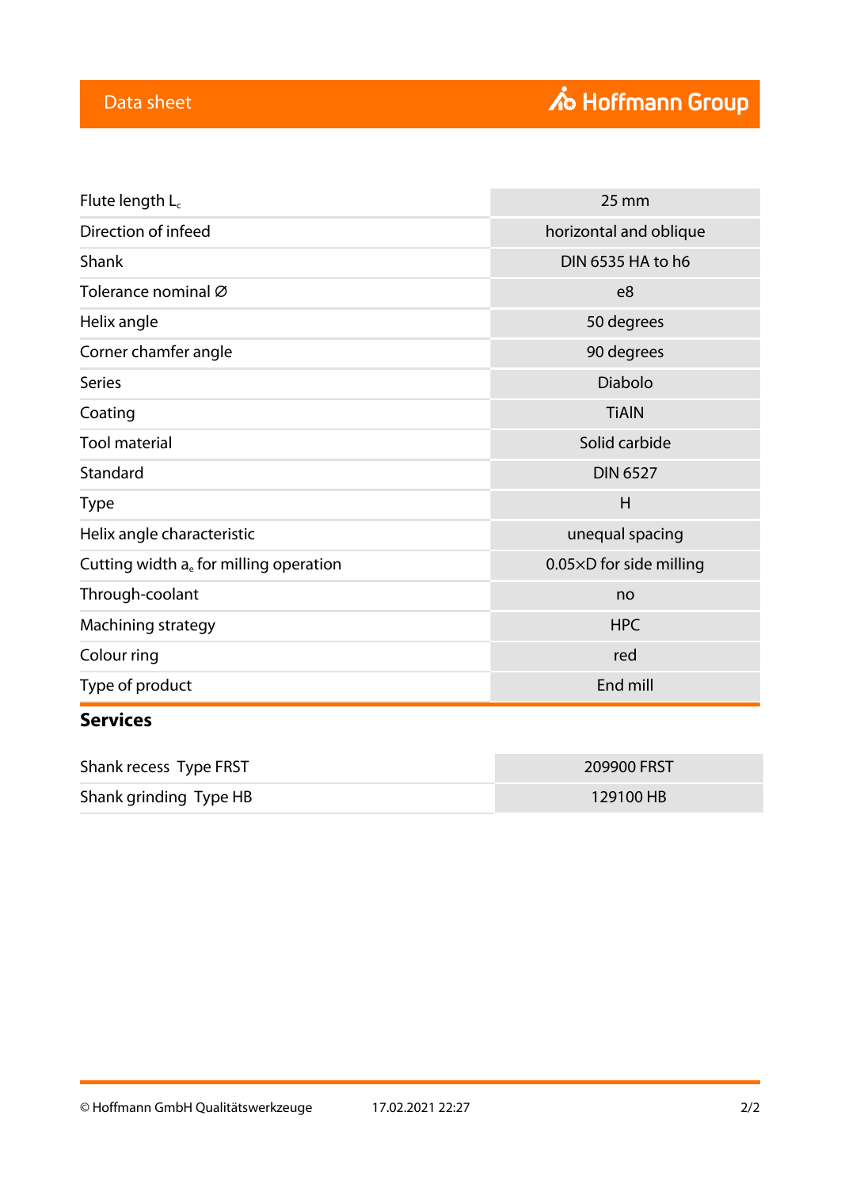| | |
|---|---|
| Flute length $L_c$ | 25 mm |
| Direction of infeed | horizontal and oblique |
| Shank | DIN 6535 HA to h6 |
| Tolerance nominal ∅ | e8 |
| Helix angle | 50 degrees |
| Corner chamfer angle | 90 degrees |
| Series | Diabolo |
| Coating | TiAlN |
| Tool material | Solid carbide |
| Standard | DIN 6527 |
| Type | H |
| Helix angle characteristic | unequal spacing |
| Cutting width $a_e$ for milling operation | 0.05×D for side milling |
| Through-coolant | no |
| Machining strategy | HPC |
| Colour ring | red |
| Type of product | End mill |

## Services

| | |
|---|---|
| Shank recess Type FRST | 209900 FRST |
| Shank grinding Type HB | 129100 HB |